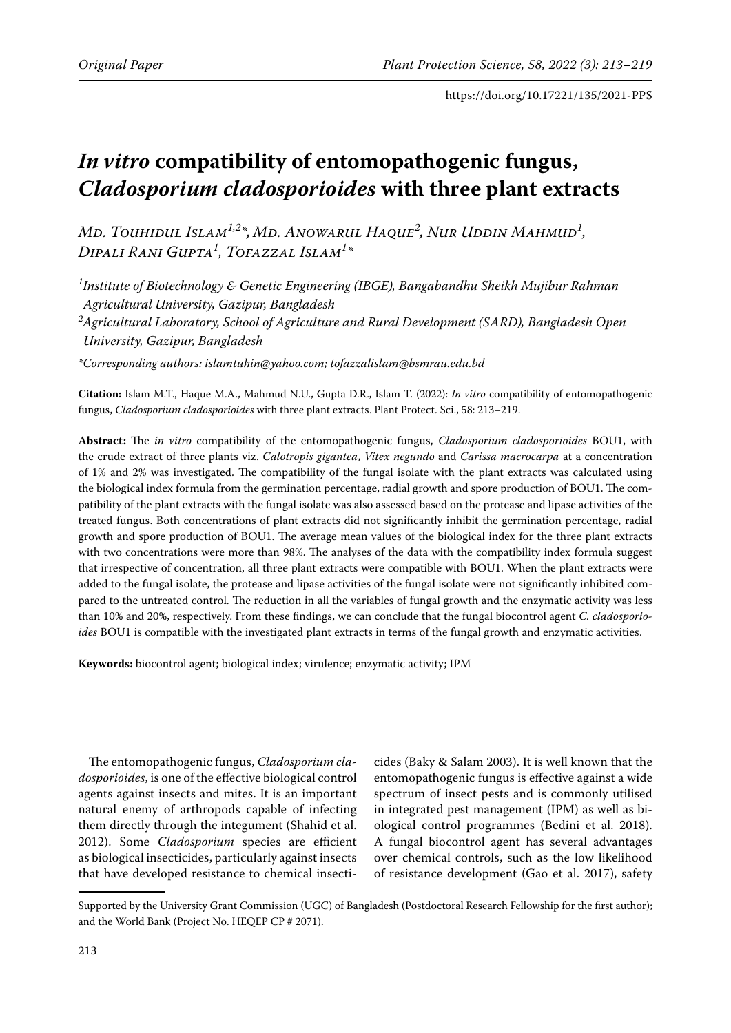# *In vitro* compatibility of entomopathogenic fungus, *Cladosporium cladosporioides* with three plant extracts

*Md. Touhidul Islam*[1,2]*, *Md. Anowarul Haque*[2], *Nur Uddin Mahmud*[1], *Dipali Rani Gupta*[1], *Tofazzal Islam*[1]*

[1]*Institute of Biotechnology & Genetic Engineering (IBGE), Bangabandhu Sheikh Mujibur Rahman Agricultural University, Gazipur, Bangladesh*

[2]*Agricultural Laboratory, School of Agriculture and Rural Development (SARD), Bangladesh Open University, Gazipur, Bangladesh*

*\*Corresponding authors: islamtuhin@yahoo.com; tofazzalislam@bsmrau.edu.bd*

**Citation:** Islam M.T., Haque M.A., Mahmud N.U., Gupta D.R., Islam T. (2022): *In vitro* compatibility of entomopathogenic fungus, *Cladosporium cladosporioides* with three plant extracts. Plant Protect. Sci., 58: 213–219.

**Abstract:** The *in vitro* compatibility of the entomopathogenic fungus, *Cladosporium cladosporioides* BOU1, with the crude extract of three plants viz. *Calotropis gigantea*, *Vitex negundo* and *Carissa macrocarpa* at a concentration of 1% and 2% was investigated. The compatibility of the fungal isolate with the plant extracts was calculated using the biological index formula from the germination percentage, radial growth and spore production of BOU1. The compatibility of the plant extracts with the fungal isolate was also assessed based on the protease and lipase activities of the treated fungus. Both concentrations of plant extracts did not significantly inhibit the germination percentage, radial growth and spore production of BOU1. The average mean values of the biological index for the three plant extracts with two concentrations were more than 98%. The analyses of the data with the compatibility index formula suggest that irrespective of concentration, all three plant extracts were compatible with BOU1. When the plant extracts were added to the fungal isolate, the protease and lipase activities of the fungal isolate were not significantly inhibited compared to the untreated control. The reduction in all the variables of fungal growth and the enzymatic activity was less than 10% and 20%, respectively. From these findings, we can conclude that the fungal biocontrol agent *C. cladosporioides* BOU1 is compatible with the investigated plant extracts in terms of the fungal growth and enzymatic activities.

**Keywords:** biocontrol agent; biological index; virulence; enzymatic activity; IPM

The entomopathogenic fungus, *Cladosporium cladosporioides*, is one of the effective biological control agents against insects and mites. It is an important natural enemy of arthropods capable of infecting them directly through the integument (Shahid et al. 2012). Some *Cladosporium* species are efficient as biological insecticides, particularly against insects that have developed resistance to chemical insecticides (Baky & Salam 2003). It is well known that the entomopathogenic fungus is effective against a wide spectrum of insect pests and is commonly utilised in integrated pest management (IPM) as well as biological control programmes (Bedini et al. 2018). A fungal biocontrol agent has several advantages over chemical controls, such as the low likelihood of resistance development (Gao et al. 2017), safety

Supported by the University Grant Commission (UGC) of Bangladesh (Postdoctoral Research Fellowship for the first author); and the World Bank (Project No. HEQEP CP # 2071).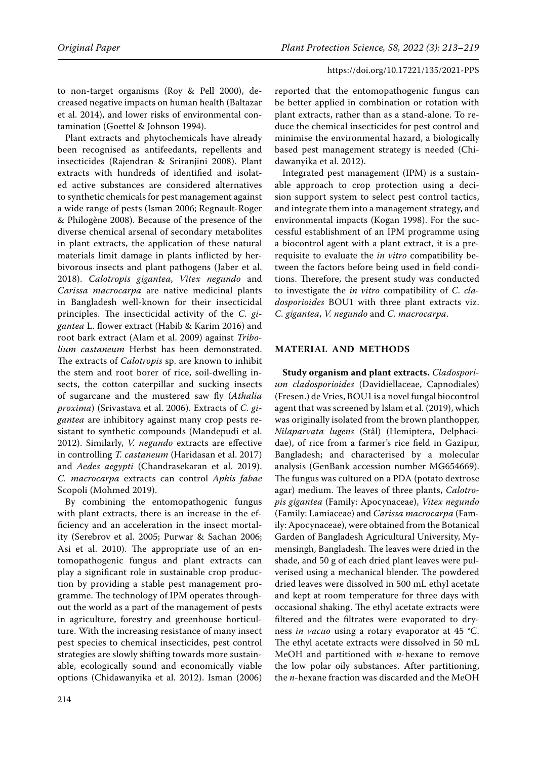to non-target organisms (Roy & Pell 2000), decreased negative impacts on human health (Baltazar et al. 2014), and lower risks of environmental contamination (Goettel & Johnson 1994).

Plant extracts and phytochemicals have already been recognised as antifeedants, repellents and insecticides (Rajendran & Sriranjini 2008). Plant extracts with hundreds of identified and isolated active substances are considered alternatives to synthetic chemicals for pest management against a wide range of pests (Isman 2006; Regnault-Roger & Philogène 2008). Because of the presence of the diverse chemical arsenal of secondary metabolites in plant extracts, the application of these natural materials limit damage in plants inflicted by herbivorous insects and plant pathogens (Jaber et al. 2018). *Calotropis gigantea*, *Vitex negundo* and *Carissa macrocarpa* are native medicinal plants in Bangladesh well-known for their insecticidal principles. The insecticidal activity of the *C. gigantea* L. flower extract (Habib & Karim 2016) and root bark extract (Alam et al. 2009) against *Tribolium castaneum* Herbst has been demonstrated. The extracts of *Calotropis* sp. are known to inhibit the stem and root borer of rice, soil-dwelling insects, the cotton caterpillar and sucking insects of sugarcane and the mustered saw fly (*Athalia proxima*) (Srivastava et al. 2006). Extracts of *C. gigantea* are inhibitory against many crop pests resistant to synthetic compounds (Mandepudi et al. 2012). Similarly, *V. negundo* extracts are effective in controlling *T. castaneum* (Haridasan et al. 2017) and *Aedes aegypti* (Chandrasekaran et al. 2019). *C. macrocarpa* extracts can control *Aphis fabae* Scopoli (Mohmed 2019).

By combining the entomopathogenic fungus with plant extracts, there is an increase in the efficiency and an acceleration in the insect mortality (Serebrov et al. 2005; Purwar & Sachan 2006; Asi et al. 2010). The appropriate use of an entomopathogenic fungus and plant extracts can play a significant role in sustainable crop production by providing a stable pest management programme. The technology of IPM operates throughout the world as a part of the management of pests in agriculture, forestry and greenhouse horticulture. With the increasing resistance of many insect pest species to chemical insecticides, pest control strategies are slowly shifting towards more sustainable, ecologically sound and economically viable options (Chidawanyika et al. 2012). Isman (2006) reported that the entomopathogenic fungus can be better applied in combination or rotation with plant extracts, rather than as a stand-alone. To reduce the chemical insecticides for pest control and minimise the environmental hazard, a biologically based pest management strategy is needed (Chidawanyika et al. 2012).

Integrated pest management (IPM) is a sustainable approach to crop protection using a decision support system to select pest control tactics, and integrate them into a management strategy, and environmental impacts (Kogan 1998). For the successful establishment of an IPM programme using a biocontrol agent with a plant extract, it is a prerequisite to evaluate the *in vitro* compatibility between the factors before being used in field conditions. Therefore, the present study was conducted to investigate the *in vitro* compatibility of *C. cladosporioides* BOU1 with three plant extracts viz. *C. gigantea*, *V. negundo* and *C. macrocarpa*.

## MATERIAL AND METHODS

**Study organism and plant extracts.** *Cladosporium cladosporioides* (Davidiellaceae, Capnodiales) (Fresen.) de Vries, BOU1 is a novel fungal biocontrol agent that was screened by Islam et al. (2019), which was originally isolated from the brown planthopper, *Nilaparvata lugens* (Stål) (Hemiptera, Delphacidae), of rice from a farmer's rice field in Gazipur, Bangladesh; and characterised by a molecular analysis (GenBank accession number MG654669). The fungus was cultured on a PDA (potato dextrose agar) medium. The leaves of three plants, *Calotropis gigantea* (Family: Apocynaceae), *Vitex negundo* (Family: Lamiaceae) and *Carissa macrocarpa* (Family: Apocynaceae), were obtained from the Botanical Garden of Bangladesh Agricultural University, Mymensingh, Bangladesh. The leaves were dried in the shade, and 50 g of each dried plant leaves were pulverised using a mechanical blender. The powdered dried leaves were dissolved in 500 mL ethyl acetate and kept at room temperature for three days with occasional shaking. The ethyl acetate extracts were filtered and the filtrates were evaporated to dryness *in vacuo* using a rotary evaporator at 45 °C. The ethyl acetate extracts were dissolved in 50 mL MeOH and partitioned with *n*-hexane to remove the low polar oily substances. After partitioning, the *n*-hexane fraction was discarded and the MeOH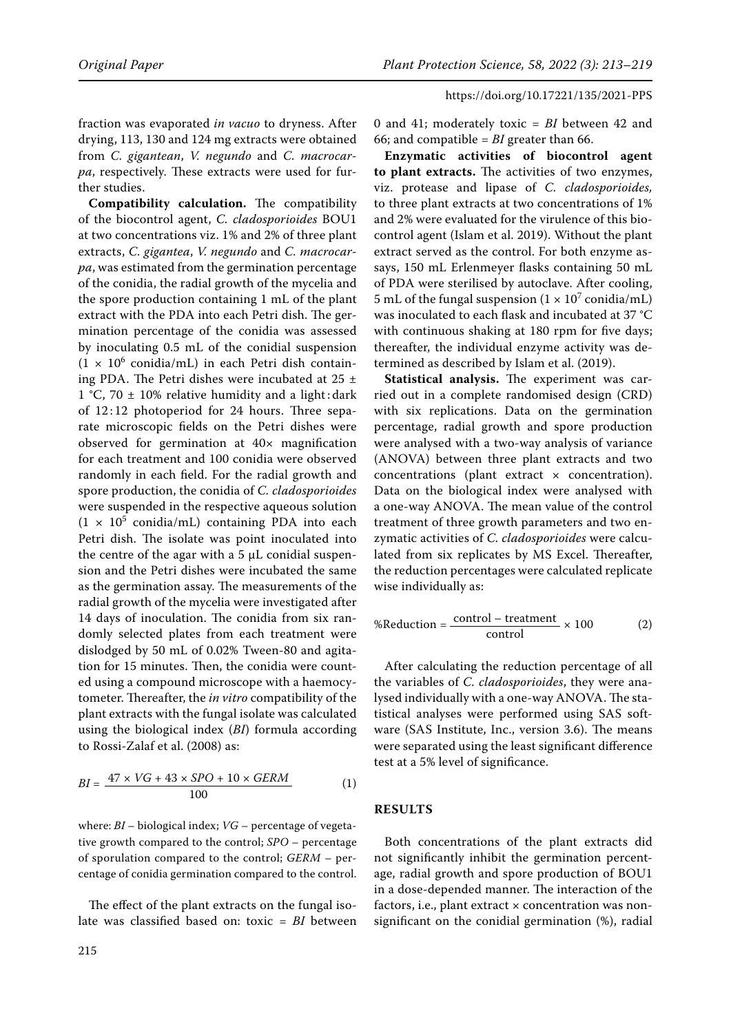fraction was evaporated *in vacuo* to dryness. After drying, 113, 130 and 124 mg extracts were obtained from *C. gigantean*, *V. negundo* and *C. macrocarpa*, respectively. These extracts were used for further studies.

**Compatibility calculation.** The compatibility of the biocontrol agent, *C. cladosporioides* BOU1 at two concentrations viz. 1% and 2% of three plant extracts, *C. gigantea*, *V. negundo* and *C. macrocarpa*, was estimated from the germination percentage of the conidia, the radial growth of the mycelia and the spore production containing 1 mL of the plant extract with the PDA into each Petri dish. The germination percentage of the conidia was assessed by inoculating 0.5 mL of the conidial suspension ($1 \times 10^6$ conidia/mL) in each Petri dish containing PDA. The Petri dishes were incubated at $25 \pm 1$ °C, $70 \pm 10$% relative humidity and a light : dark of 12 : 12 photoperiod for 24 hours. Three separate microscopic fields on the Petri dishes were observed for germination at 40× magnification for each treatment and 100 conidia were observed randomly in each field. For the radial growth and spore production, the conidia of *C. cladosporioides* were suspended in the respective aqueous solution ($1 \times 10^5$ conidia/mL) containing PDA into each Petri dish. The isolate was point inoculated into the centre of the agar with a 5 μL conidial suspension and the Petri dishes were incubated the same as the germination assay. The measurements of the radial growth of the mycelia were investigated after 14 days of inoculation. The conidia from six randomly selected plates from each treatment were dislodged by 50 mL of 0.02% Tween-80 and agitation for 15 minutes. Then, the conidia were counted using a compound microscope with a haemocytometer. Thereafter, the *in vitro* compatibility of the plant extracts with the fungal isolate was calculated using the biological index (*BI*) formula according to Rossi-Zalaf et al. (2008) as:

$$BI = \frac{47 \times VG + 43 \times SPO + 10 \times GERM}{100} \qquad (1)$$

where: *BI* – biological index; *VG* – percentage of vegetative growth compared to the control; *SPO* – percentage of sporulation compared to the control; *GERM* – percentage of conidia germination compared to the control.

The effect of the plant extracts on the fungal isolate was classified based on: toxic = *BI* between 0 and 41; moderately toxic = *BI* between 42 and 66; and compatible = *BI* greater than 66.

**Enzymatic activities of biocontrol agent to plant extracts.** The activities of two enzymes, viz. protease and lipase of *C. cladosporioides,* to three plant extracts at two concentrations of 1% and 2% were evaluated for the virulence of this biocontrol agent (Islam et al. 2019). Without the plant extract served as the control. For both enzyme assays, 150 mL Erlenmeyer flasks containing 50 mL of PDA were sterilised by autoclave. After cooling, 5 mL of the fungal suspension ($1 \times 10^7$ conidia/mL) was inoculated to each flask and incubated at 37 °C with continuous shaking at 180 rpm for five days; thereafter, the individual enzyme activity was determined as described by Islam et al. (2019).

**Statistical analysis.** The experiment was carried out in a complete randomised design (CRD) with six replications. Data on the germination percentage, radial growth and spore production were analysed with a two-way analysis of variance (ANOVA) between three plant extracts and two concentrations (plant extract × concentration). Data on the biological index were analysed with a one-way ANOVA. The mean value of the control treatment of three growth parameters and two enzymatic activities of *C. cladosporioides* were calculated from six replicates by MS Excel. Thereafter, the reduction percentages were calculated replicate wise individually as:

$$\%\text{Reduction} = \frac{\text{control} - \text{treatment}}{\text{control}} \times 100 \qquad (2)$$

After calculating the reduction percentage of all the variables of *C. cladosporioides*, they were analysed individually with a one-way ANOVA. The statistical analyses were performed using SAS software (SAS Institute, Inc., version 3.6). The means were separated using the least significant difference test at a 5% level of significance.

## RESULTS

Both concentrations of the plant extracts did not significantly inhibit the germination percentage, radial growth and spore production of BOU1 in a dose-depended manner. The interaction of the factors, i.e., plant extract × concentration was non-significant on the conidial germination (%), radial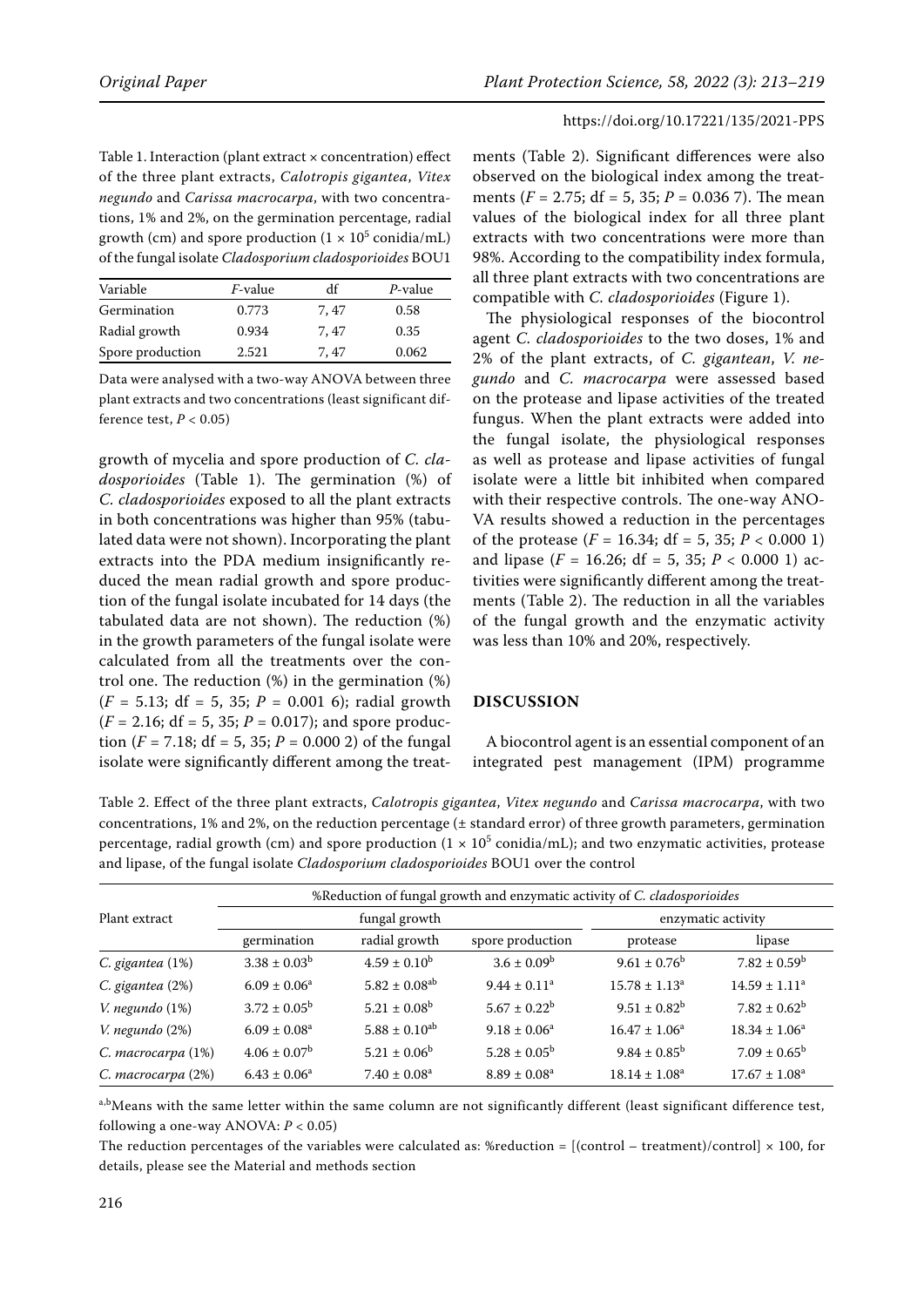Table 1. Interaction (plant extract × concentration) effect of the three plant extracts, *Calotropis gigantea*, *Vitex negundo* and *Carissa macrocarpa*, with two concentrations, 1% and 2%, on the germination percentage, radial growth (cm) and spore production ($1 \times 10^5$ conidia/mL) of the fungal isolate *Cladosporium cladosporioides* BOU1

| Variable | *F*-value | df | *P*-value |
|---|---|---|---|
| Germination | 0.773 | 7, 47 | 0.58 |
| Radial growth | 0.934 | 7, 47 | 0.35 |
| Spore production | 2.521 | 7, 47 | 0.062 |

Data were analysed with a two-way ANOVA between three plant extracts and two concentrations (least significant difference test, $P < 0.05$)

growth of mycelia and spore production of *C. cladosporioides* (Table 1). The germination (%) of *C. cladosporioides* exposed to all the plant extracts in both concentrations was higher than 95% (tabulated data were not shown). Incorporating the plant extracts into the PDA medium insignificantly reduced the mean radial growth and spore production of the fungal isolate incubated for 14 days (the tabulated data are not shown). The reduction (%) in the growth parameters of the fungal isolate were calculated from all the treatments over the control one. The reduction (%) in the germination (%) ($F = 5.13$; df = 5, 35; $P = 0.001\,6$); radial growth ($F = 2.16$; df = 5, 35; $P = 0.017$); and spore production ($F = 7.18$; df = 5, 35; $P = 0.000\,2$) of the fungal isolate were significantly different among the treatments (Table 2). Significant differences were also observed on the biological index among the treatments ($F = 2.75$; df = 5, 35; $P = 0.036\,7$). The mean values of the biological index for all three plant extracts with two concentrations were more than 98%. According to the compatibility index formula, all three plant extracts with two concentrations are compatible with *C. cladosporioides* (Figure 1).

The physiological responses of the biocontrol agent *C. cladosporioides* to the two doses, 1% and 2% of the plant extracts, of *C. gigantean*, *V. negundo* and *C. macrocarpa* were assessed based on the protease and lipase activities of the treated fungus. When the plant extracts were added into the fungal isolate, the physiological responses as well as protease and lipase activities of fungal isolate were a little bit inhibited when compared with their respective controls. The one-way ANOVA results showed a reduction in the percentages of the protease ($F = 16.34$; df = 5, 35; $P < 0.000\,1$) and lipase ($F = 16.26$; df = 5, 35; $P < 0.000\,1$) activities were significantly different among the treatments (Table 2). The reduction in all the variables of the fungal growth and the enzymatic activity was less than 10% and 20%, respectively.

## DISCUSSION

A biocontrol agent is an essential component of an integrated pest management (IPM) programme

Table 2. Effect of the three plant extracts, *Calotropis gigantea*, *Vitex negundo* and *Carissa macrocarpa*, with two concentrations, 1% and 2%, on the reduction percentage (± standard error) of three growth parameters, germination percentage, radial growth (cm) and spore production ($1 \times 10^5$ conidia/mL); and two enzymatic activities, protease and lipase, of the fungal isolate *Cladosporium cladosporioides* BOU1 over the control

| Plant extract | %Reduction of fungal growth and enzymatic activity of *C. cladosporioides* | | | | |
|---|---|---|---|---|---|
| | fungal growth | | | enzymatic activity | |
| | germination | radial growth | spore production | protease | lipase |
| *C. gigantea* (1%) | $3.38 \pm 0.03^{b}$ | $4.59 \pm 0.10^{b}$ | $3.6 \pm 0.09^{b}$ | $9.61 \pm 0.76^{b}$ | $7.82 \pm 0.59^{b}$ |
| *C. gigantea* (2%) | $6.09 \pm 0.06^{a}$ | $5.82 \pm 0.08^{ab}$ | $9.44 \pm 0.11^{a}$ | $15.78 \pm 1.13^{a}$ | $14.59 \pm 1.11^{a}$ |
| *V. negundo* (1%) | $3.72 \pm 0.05^{b}$ | $5.21 \pm 0.08^{b}$ | $5.67 \pm 0.22^{b}$ | $9.51 \pm 0.82^{b}$ | $7.82 \pm 0.62^{b}$ |
| *V. negundo* (2%) | $6.09 \pm 0.08^{a}$ | $5.88 \pm 0.10^{ab}$ | $9.18 \pm 0.06^{a}$ | $16.47 \pm 1.06^{a}$ | $18.34 \pm 1.06^{a}$ |
| *C. macrocarpa* (1%) | $4.06 \pm 0.07^{b}$ | $5.21 \pm 0.06^{b}$ | $5.28 \pm 0.05^{b}$ | $9.84 \pm 0.85^{b}$ | $7.09 \pm 0.65^{b}$ |
| *C. macrocarpa* (2%) | $6.43 \pm 0.06^{a}$ | $7.40 \pm 0.08^{a}$ | $8.89 \pm 0.08^{a}$ | $18.14 \pm 1.08^{a}$ | $17.67 \pm 1.08^{a}$ |

[a,b]Means with the same letter within the same column are not significantly different (least significant difference test, following a one-way ANOVA: $P < 0.05$)

The reduction percentages of the variables were calculated as: %reduction = [(control – treatment)/control] × 100, for details, please see the Material and methods section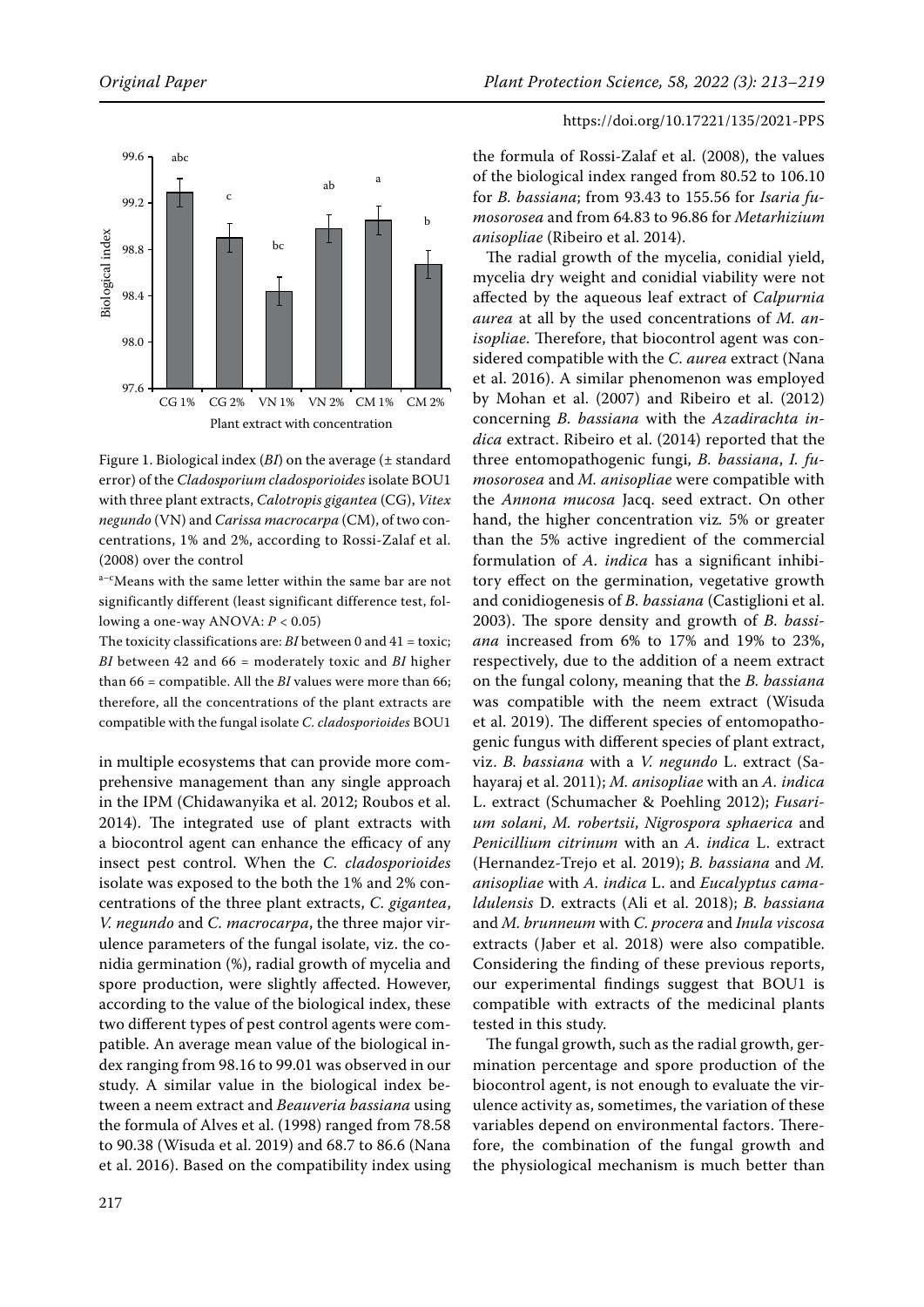Figure 1. Biological index (*BI*) on the average (± standard error) of the *Cladosporium cladosporioides* isolate BOU1 with three plant extracts, *Calotropis gigantea* (CG), *Vitex negundo* (VN) and *Carissa macrocarpa* (CM), of two concentrations, 1% and 2%, according to Rossi-Zalaf et al. (2008) over the control

[a–c]Means with the same letter within the same bar are not significantly different (least significant difference test, following a one-way ANOVA: $P < 0.05$)

The toxicity classifications are: *BI* between 0 and 41 = toxic; *BI* between 42 and 66 = moderately toxic and *BI* higher than 66 = compatible. All the *BI* values were more than 66; therefore, all the concentrations of the plant extracts are compatible with the fungal isolate *C. cladosporioides* BOU1

in multiple ecosystems that can provide more comprehensive management than any single approach in the IPM (Chidawanyika et al. 2012; Roubos et al. 2014). The integrated use of plant extracts with a biocontrol agent can enhance the efficacy of any insect pest control. When the *C. cladosporioides* isolate was exposed to the both the 1% and 2% concentrations of the three plant extracts, *C. gigantea*, *V. negundo* and *C. macrocarpa*, the three major virulence parameters of the fungal isolate, viz. the conidia germination (%), radial growth of mycelia and spore production, were slightly affected. However, according to the value of the biological index, these two different types of pest control agents were compatible. An average mean value of the biological index ranging from 98.16 to 99.01 was observed in our study. A similar value in the biological index between a neem extract and *Beauveria bassiana* using the formula of Alves et al. (1998) ranged from 78.58 to 90.38 (Wisuda et al. 2019) and 68.7 to 86.6 (Nana et al. 2016). Based on the compatibility index using the formula of Rossi-Zalaf et al. (2008), the values of the biological index ranged from 80.52 to 106.10 for *B. bassiana*; from 93.43 to 155.56 for *Isaria fumosorosea* and from 64.83 to 96.86 for *Metarhizium anisopliae* (Ribeiro et al. 2014).

The radial growth of the mycelia, conidial yield, mycelia dry weight and conidial viability were not affected by the aqueous leaf extract of *Calpurnia aurea* at all by the used concentrations of *M. anisopliae*. Therefore, that biocontrol agent was considered compatible with the *C. aurea* extract (Nana et al. 2016). A similar phenomenon was employed by Mohan et al. (2007) and Ribeiro et al. (2012) concerning *B. bassiana* with the *Azadirachta indica* extract. Ribeiro et al. (2014) reported that the three entomopathogenic fungi, *B. bassiana*, *I. fumosorosea* and *M. anisopliae* were compatible with the *Annona mucosa* Jacq. seed extract. On other hand, the higher concentration viz. 5% or greater than the 5% active ingredient of the commercial formulation of *A. indica* has a significant inhibitory effect on the germination, vegetative growth and conidiogenesis of *B. bassiana* (Castiglioni et al. 2003). The spore density and growth of *B. bassiana* increased from 6% to 17% and 19% to 23%, respectively, due to the addition of a neem extract on the fungal colony, meaning that the *B. bassiana* was compatible with the neem extract (Wisuda et al. 2019). The different species of entomopathogenic fungus with different species of plant extract, viz. *B. bassiana* with a *V. negundo* L. extract (Sahayaraj et al. 2011); *M. anisopliae* with an *A. indica* L. extract (Schumacher & Poehling 2012); *Fusarium solani*, *M. robertsii*, *Nigrospora sphaerica* and *Penicillium citrinum* with an *A. indica* L. extract (Hernandez-Trejo et al. 2019); *B. bassiana* and *M. anisopliae* with *A. indica* L. and *Eucalyptus camaldulensis* D. extracts (Ali et al. 2018); *B. bassiana* and *M. brunneum* with *C. procera* and *Inula viscosa* extracts (Jaber et al. 2018) were also compatible. Considering the finding of these previous reports, our experimental findings suggest that BOU1 is compatible with extracts of the medicinal plants tested in this study.

The fungal growth, such as the radial growth, germination percentage and spore production of the biocontrol agent, is not enough to evaluate the virulence activity as, sometimes, the variation of these variables depend on environmental factors. Therefore, the combination of the fungal growth and the physiological mechanism is much better than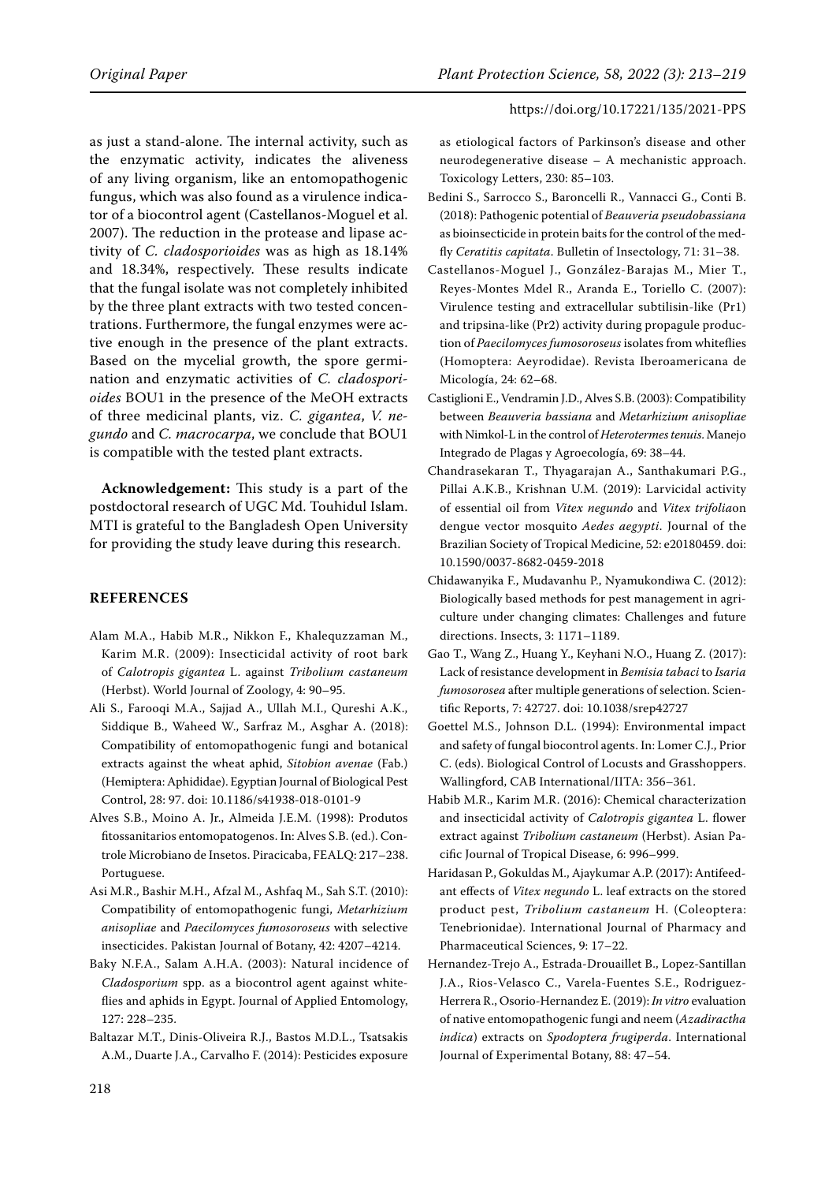as just a stand-alone. The internal activity, such as the enzymatic activity, indicates the aliveness of any living organism, like an entomopathogenic fungus, which was also found as a virulence indicator of a biocontrol agent (Castellanos-Moguel et al. 2007). The reduction in the protease and lipase activity of *C. cladosporioides* was as high as 18.14% and 18.34%, respectively. These results indicate that the fungal isolate was not completely inhibited by the three plant extracts with two tested concentrations. Furthermore, the fungal enzymes were active enough in the presence of the plant extracts. Based on the mycelial growth, the spore germination and enzymatic activities of *C. cladosporioides* BOU1 in the presence of the MeOH extracts of three medicinal plants, viz. *C. gigantea*, *V. negundo* and *C. macrocarpa*, we conclude that BOU1 is compatible with the tested plant extracts.

**Acknowledgement:** This study is a part of the postdoctoral research of UGC Md. Touhidul Islam. MTI is grateful to the Bangladesh Open University for providing the study leave during this research.

## REFERENCES

Alam M.A., Habib M.R., Nikkon F., Khalequzzaman M., Karim M.R. (2009): Insecticidal activity of root bark of *Calotropis gigantea* L. against *Tribolium castaneum* (Herbst). World Journal of Zoology, 4: 90–95.

Ali S., Farooqi M.A., Sajjad A., Ullah M.I., Qureshi A.K., Siddique B., Waheed W., Sarfraz M., Asghar A. (2018): Compatibility of entomopathogenic fungi and botanical extracts against the wheat aphid, *Sitobion avenae* (Fab.) (Hemiptera: Aphididae). Egyptian Journal of Biological Pest Control, 28: 97. doi: 10.1186/s41938-018-0101-9

Alves S.B., Moino A. Jr., Almeida J.E.M. (1998): Produtos fitossanitarios entomopatogenos. In: Alves S.B. (ed.). Controle Microbiano de Insetos. Piracicaba, FEALQ: 217–238. Portuguese.

Asi M.R., Bashir M.H., Afzal M., Ashfaq M., Sah S.T. (2010): Compatibility of entomopathogenic fungi, *Metarhizium anisopliae* and *Paecilomyces fumosoroseus* with selective insecticides. Pakistan Journal of Botany, 42: 4207–4214.

Baky N.F.A., Salam A.H.A. (2003): Natural incidence of *Cladosporium* spp. as a biocontrol agent against whiteflies and aphids in Egypt. Journal of Applied Entomology, 127: 228–235.

Baltazar M.T., Dinis-Oliveira R.J., Bastos M.D.L., Tsatsakis A.M., Duarte J.A., Carvalho F. (2014): Pesticides exposure as etiological factors of Parkinson's disease and other neurodegenerative disease – A mechanistic approach. Toxicology Letters, 230: 85–103.

Bedini S., Sarrocco S., Baroncelli R., Vannacci G., Conti B. (2018): Pathogenic potential of *Beauveria pseudobassiana* as bioinsecticide in protein baits for the control of the medfly *Ceratitis capitata*. Bulletin of Insectology, 71: 31–38.

Castellanos-Moguel J., González-Barajas M., Mier T., Reyes-Montes Mdel R., Aranda E., Toriello C. (2007): Virulence testing and extracellular subtilisin-like (Pr1) and tripsina-like (Pr2) activity during propagule production of *Paecilomyces fumosoroseus* isolates from whiteflies (Homoptera: Aeyrodidae). Revista Iberoamericana de Micología, 24: 62–68.

Castiglioni E., Vendramin J.D., Alves S.B. (2003): Compatibility between *Beauveria bassiana* and *Metarhizium anisopliae* with Nimkol-L in the control of *Heterotermes tenuis*. Manejo Integrado de Plagas y Agroecología, 69: 38–44.

Chandrasekaran T., Thyagarajan A., Santhakumari P.G., Pillai A.K.B., Krishnan U.M. (2019): Larvicidal activity of essential oil from *Vitex negundo* and *Vitex trifolia*on dengue vector mosquito *Aedes aegypti*. Journal of the Brazilian Society of Tropical Medicine, 52: e20180459. doi: 10.1590/0037-8682-0459-2018

Chidawanyika F., Mudavanhu P., Nyamukondiwa C. (2012): Biologically based methods for pest management in agriculture under changing climates: Challenges and future directions. Insects, 3: 1171–1189.

Gao T., Wang Z., Huang Y., Keyhani N.O., Huang Z. (2017): Lack of resistance development in *Bemisia tabaci* to *Isaria fumosorosea* after multiple generations of selection. Scientific Reports, 7: 42727. doi: 10.1038/srep42727

Goettel M.S., Johnson D.L. (1994): Environmental impact and safety of fungal biocontrol agents. In: Lomer C.J., Prior C. (eds). Biological Control of Locusts and Grasshoppers. Wallingford, CAB International/IITA: 356–361.

Habib M.R., Karim M.R. (2016): Chemical characterization and insecticidal activity of *Calotropis gigantea* L. flower extract against *Tribolium castaneum* (Herbst). Asian Pacific Journal of Tropical Disease, 6: 996–999.

Haridasan P., Gokuldas M., Ajaykumar A.P. (2017): Antifeedant effects of *Vitex negundo* L. leaf extracts on the stored product pest, *Tribolium castaneum* H. (Coleoptera: Tenebrionidae). International Journal of Pharmacy and Pharmaceutical Sciences, 9: 17–22.

Hernandez-Trejo A., Estrada-Drouaillet B., Lopez-Santillan J.A., Rios-Velasco C., Varela-Fuentes S.E., Rodriguez-Herrera R., Osorio-Hernandez E. (2019): *In vitro* evaluation of native entomopathogenic fungi and neem (*Azadiractha indica*) extracts on *Spodoptera frugiperda*. International Journal of Experimental Botany, 88: 47–54.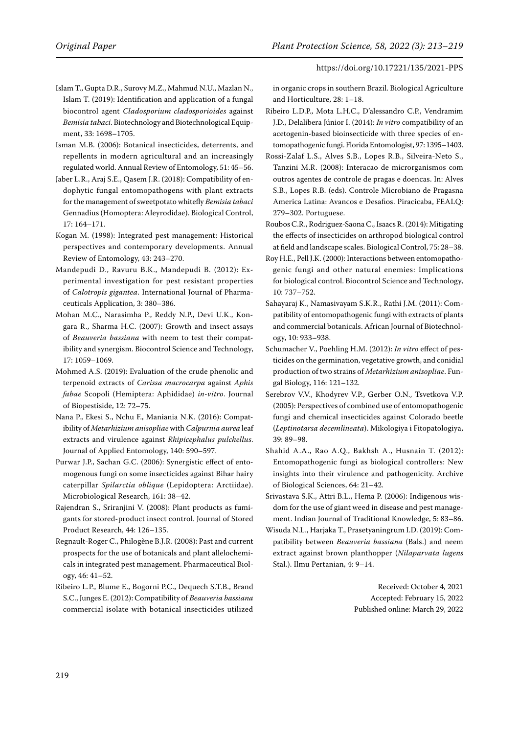Islam T., Gupta D.R., Surovy M.Z., Mahmud N.U., Mazlan N., Islam T. (2019): Identification and application of a fungal biocontrol agent *Cladosporium cladosporioides* against *Bemisia tabaci*. Biotechnology and Biotechnological Equipment, 33: 1698–1705.

Isman M.B. (2006): Botanical insecticides, deterrents, and repellents in modern agricultural and an increasingly regulated world. Annual Review of Entomology, 51: 45–56.

Jaber L.R., Araj S.E., Qasem J.R. (2018): Compatibility of endophytic fungal entomopathogens with plant extracts for the management of sweetpotato whitefly *Bemisia tabaci* Gennadius (Homoptera: Aleyrodidae). Biological Control, 17: 164–171.

Kogan M. (1998): Integrated pest management: Historical perspectives and contemporary developments. Annual Review of Entomology, 43: 243–270.

Mandepudi D., Ravuru B.K., Mandepudi B. (2012): Experimental investigation for pest resistant properties of *Calotropis gigantea*. International Journal of Pharmaceuticals Application, 3: 380–386.

Mohan M.C., Narasimha P., Reddy N.P., Devi U.K., Kongara R., Sharma H.C. (2007): Growth and insect assays of *Beauveria bassiana* with neem to test their compatibility and synergism. Biocontrol Science and Technology, 17: 1059–1069.

Mohmed A.S. (2019): Evaluation of the crude phenolic and terpenoid extracts of *Carissa macrocarpa* against *Aphis fabae* Scopoli (Hemiptera: Aphididae) *in-vitro*. Journal of Biopestiside, 12: 72–75.

Nana P., Ekesi S., Nchu F., Maniania N.K. (2016): Compatibility of *Metarhizium anisopliae* with *Calpurnia aurea* leaf extracts and virulence against *Rhipicephalus pulchellus*. Journal of Applied Entomology, 140: 590–597.

Purwar J.P., Sachan G.C. (2006): Synergistic effect of entomogenous fungi on some insecticides against Bihar hairy caterpillar *Spilarctia oblique* (Lepidoptera: Arctiidae). Microbiological Research, 161: 38–42.

Rajendran S., Sriranjini V. (2008): Plant products as fumigants for stored-product insect control. Journal of Stored Product Research, 44: 126–135.

Regnault-Roger C., Philogène B.J.R. (2008): Past and current prospects for the use of botanicals and plant allelochemicals in integrated pest management. Pharmaceutical Biology, 46: 41–52.

Ribeiro L.P., Blume E., Bogorni P.C., Dequech S.T.B., Brand S.C., Junges E. (2012): Compatibility of *Beauveria bassiana* commercial isolate with botanical insecticides utilized in organic crops in southern Brazil. Biological Agriculture and Horticulture, 28: 1–18.

Ribeiro L.D.P., Mota L.H.C., D'alessandro C.P., Vendramim J.D., Delalibera Júnior I. (2014): *In vitro* compatibility of an acetogenin-based bioinsecticide with three species of entomopathogenic fungi. Florida Entomologist, 97: 1395–1403.

Rossi-Zalaf L.S., Alves S.B., Lopes R.B., Silveira-Neto S., Tanzini M.R. (2008): Interacao de microrganismos com outros agentes de controle de pragas e doencas. In: Alves S.B., Lopes R.B. (eds). Controle Microbiano de Pragasna America Latina: Avancos e Desafios. Piracicaba, FEALQ: 279–302. Portuguese.

Roubos C.R., Rodriguez-Saona C., Isaacs R. (2014): Mitigating the effects of insecticides on arthropod biological control at field and landscape scales. Biological Control, 75: 28–38.

Roy H.E., Pell J.K. (2000): Interactions between entomopathogenic fungi and other natural enemies: Implications for biological control. Biocontrol Science and Technology, 10: 737–752.

Sahayaraj K., Namasivayam S.K.R., Rathi J.M. (2011): Compatibility of entomopathogenic fungi with extracts of plants and commercial botanicals. African Journal of Biotechnology, 10: 933–938.

Schumacher V., Poehling H.M. (2012): *In vitro* effect of pesticides on the germination, vegetative growth, and conidial production of two strains of *Metarhizium anisopliae*. Fungal Biology, 116: 121–132.

Serebrov V.V., Khodyrev V.P., Gerber O.N., Tsvetkova V.P. (2005): Perspectives of combined use of entomopathogenic fungi and chemical insecticides against Colorado beetle (*Leptinotarsa decemlineata*). Mikologiya i Fitopatologiya, 39: 89–98.

Shahid A.A., Rao A.Q., Bakhsh A., Husnain T. (2012): Entomopathogenic fungi as biological controllers: New insights into their virulence and pathogenicity. Archive of Biological Sciences, 64: 21–42.

Srivastava S.K., Attri B.L., Hema P. (2006): Indigenous wisdom for the use of giant weed in disease and pest management. Indian Journal of Traditional Knowledge, 5: 83–86.

Wisuda N.L., Harjaka T., Prasetyaningrum I.D. (2019): Compatibility between *Beauveria bassiana* (Bals.) and neem extract against brown planthopper (*Nilaparvata lugens* Stal.). Ilmu Pertanian, 4: 9–14.

Received: October 4, 2021
Accepted: February 15, 2022
Published online: March 29, 2022